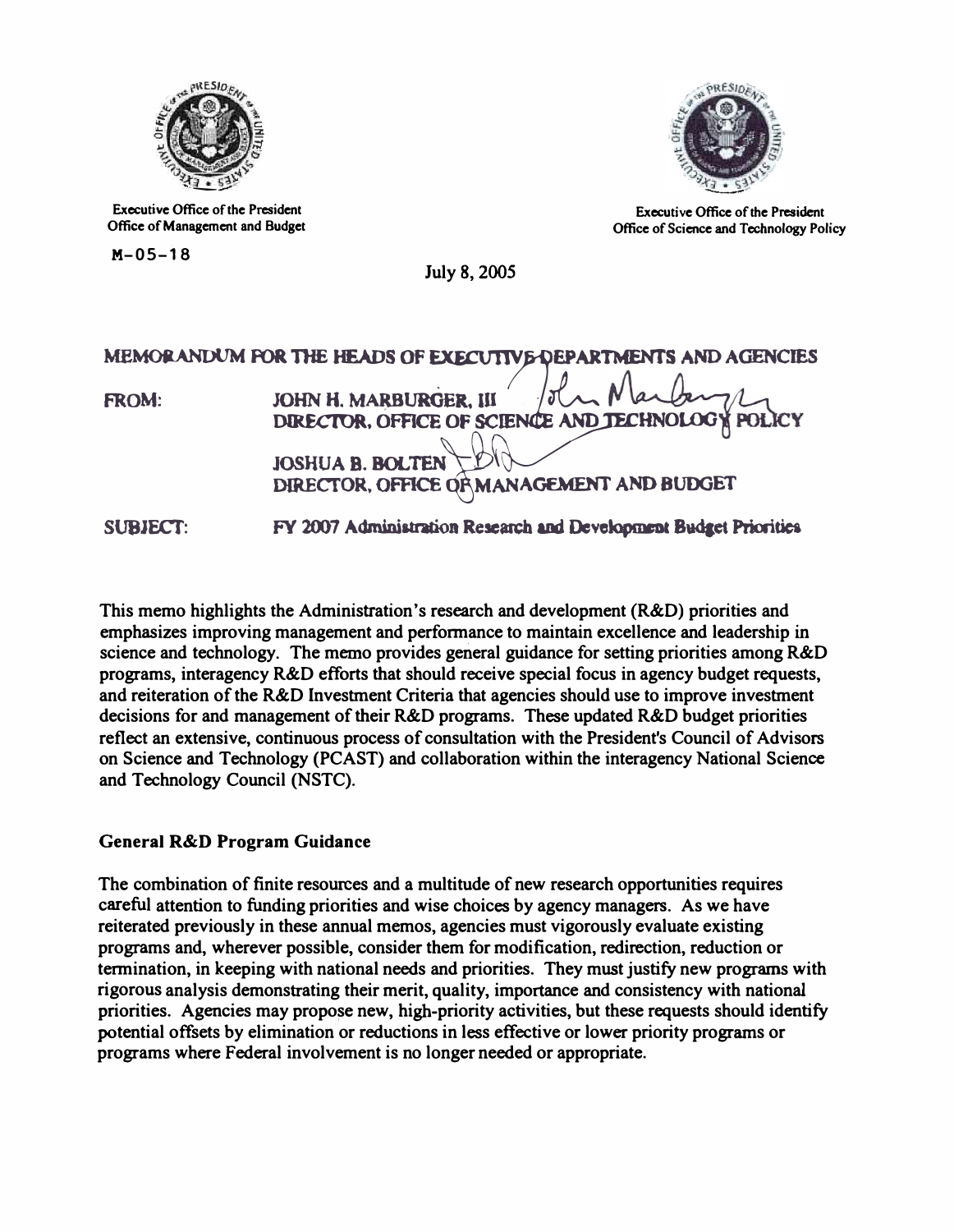Executive Office of the President
Office of Management and Budget

Executive Office of the President
Office of Science and Technology Policy

M-05-18

July 8, 2005

**MEMORANDUM FOR THE HEADS OF EXECUTIVE DEPARTMENTS AND AGENCIES**

**FROM:** JOHN H. MARBURGER, III
DIRECTOR, OFFICE OF SCIENCE AND TECHNOLOGY POLICY

JOSHUA B. BOLTEN
DIRECTOR, OFFICE OF MANAGEMENT AND BUDGET

**SUBJECT:** FY 2007 Administration Research and Development Budget Priorities

This memo highlights the Administration's research and development (R&D) priorities and emphasizes improving management and performance to maintain excellence and leadership in science and technology. The memo provides general guidance for setting priorities among R&D programs, interagency R&D efforts that should receive special focus in agency budget requests, and reiteration of the R&D Investment Criteria that agencies should use to improve investment decisions for and management of their R&D programs. These updated R&D budget priorities reflect an extensive, continuous process of consultation with the President's Council of Advisors on Science and Technology (PCAST) and collaboration within the interagency National Science and Technology Council (NSTC).

## General R&D Program Guidance

The combination of finite resources and a multitude of new research opportunities requires careful attention to funding priorities and wise choices by agency managers. As we have reiterated previously in these annual memos, agencies must vigorously evaluate existing programs and, wherever possible, consider them for modification, redirection, reduction or termination, in keeping with national needs and priorities. They must justify new programs with rigorous analysis demonstrating their merit, quality, importance and consistency with national priorities. Agencies may propose new, high-priority activities, but these requests should identify potential offsets by elimination or reductions in less effective or lower priority programs or programs where Federal involvement is no longer needed or appropriate.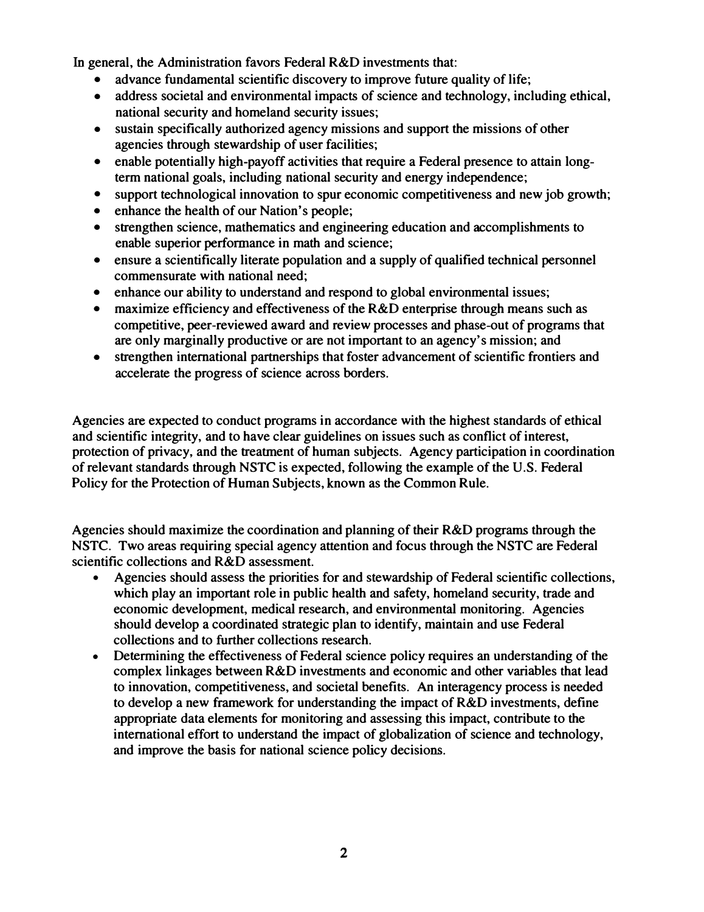In general, the Administration favors Federal R&D investments that:

- advance fundamental scientific discovery to improve future quality of life;
- address societal and environmental impacts of science and technology, including ethical, national security and homeland security issues;
- sustain specifically authorized agency missions and support the missions of other agencies through stewardship of user facilities;
- enable potentially high-payoff activities that require a Federal presence to attain long-term national goals, including national security and energy independence;
- support technological innovation to spur economic competitiveness and new job growth;
- enhance the health of our Nation's people;
- strengthen science, mathematics and engineering education and accomplishments to enable superior performance in math and science;
- ensure a scientifically literate population and a supply of qualified technical personnel commensurate with national need;
- enhance our ability to understand and respond to global environmental issues;
- maximize efficiency and effectiveness of the R&D enterprise through means such as competitive, peer-reviewed award and review processes and phase-out of programs that are only marginally productive or are not important to an agency's mission; and
- strengthen international partnerships that foster advancement of scientific frontiers and accelerate the progress of science across borders.

Agencies are expected to conduct programs in accordance with the highest standards of ethical and scientific integrity, and to have clear guidelines on issues such as conflict of interest, protection of privacy, and the treatment of human subjects. Agency participation in coordination of relevant standards through NSTC is expected, following the example of the U.S. Federal Policy for the Protection of Human Subjects, known as the Common Rule.

Agencies should maximize the coordination and planning of their R&D programs through the NSTC. Two areas requiring special agency attention and focus through the NSTC are Federal scientific collections and R&D assessment.

- Agencies should assess the priorities for and stewardship of Federal scientific collections, which play an important role in public health and safety, homeland security, trade and economic development, medical research, and environmental monitoring. Agencies should develop a coordinated strategic plan to identify, maintain and use Federal collections and to further collections research.
- Determining the effectiveness of Federal science policy requires an understanding of the complex linkages between R&D investments and economic and other variables that lead to innovation, competitiveness, and societal benefits. An interagency process is needed to develop a new framework for understanding the impact of R&D investments, define appropriate data elements for monitoring and assessing this impact, contribute to the international effort to understand the impact of globalization of science and technology, and improve the basis for national science policy decisions.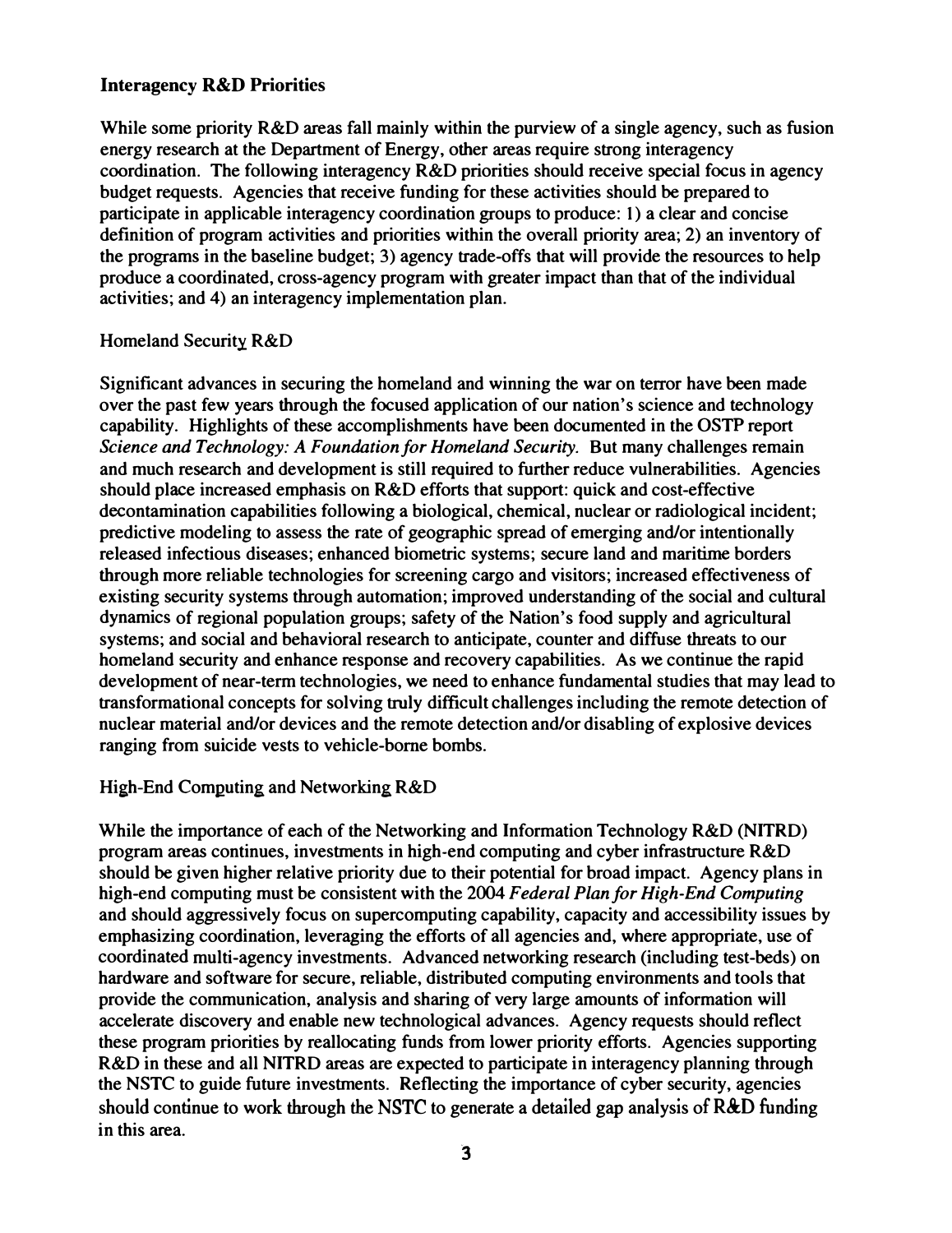## Interagency R&D Priorities

While some priority R&D areas fall mainly within the purview of a single agency, such as fusion energy research at the Department of Energy, other areas require strong interagency coordination. The following interagency R&D priorities should receive special focus in agency budget requests. Agencies that receive funding for these activities should be prepared to participate in applicable interagency coordination groups to produce: 1) a clear and concise definition of program activities and priorities within the overall priority area; 2) an inventory of the programs in the baseline budget; 3) agency trade-offs that will provide the resources to help produce a coordinated, cross-agency program with greater impact than that of the individual activities; and 4) an interagency implementation plan.

### Homeland Security R&D

Significant advances in securing the homeland and winning the war on terror have been made over the past few years through the focused application of our nation's science and technology capability. Highlights of these accomplishments have been documented in the OSTP report *Science and Technology: A Foundation for Homeland Security.* But many challenges remain and much research and development is still required to further reduce vulnerabilities. Agencies should place increased emphasis on R&D efforts that support: quick and cost-effective decontamination capabilities following a biological, chemical, nuclear or radiological incident; predictive modeling to assess the rate of geographic spread of emerging and/or intentionally released infectious diseases; enhanced biometric systems; secure land and maritime borders through more reliable technologies for screening cargo and visitors; increased effectiveness of existing security systems through automation; improved understanding of the social and cultural dynamics of regional population groups; safety of the Nation's food supply and agricultural systems; and social and behavioral research to anticipate, counter and diffuse threats to our homeland security and enhance response and recovery capabilities. As we continue the rapid development of near-term technologies, we need to enhance fundamental studies that may lead to transformational concepts for solving truly difficult challenges including the remote detection of nuclear material and/or devices and the remote detection and/or disabling of explosive devices ranging from suicide vests to vehicle-borne bombs.

### High-End Computing and Networking R&D

While the importance of each of the Networking and Information Technology R&D (NITRD) program areas continues, investments in high-end computing and cyber infrastructure R&D should be given higher relative priority due to their potential for broad impact. Agency plans in high-end computing must be consistent with the 2004 *Federal Plan for High-End Computing* and should aggressively focus on supercomputing capability, capacity and accessibility issues by emphasizing coordination, leveraging the efforts of all agencies and, where appropriate, use of coordinated multi-agency investments. Advanced networking research (including test-beds) on hardware and software for secure, reliable, distributed computing environments and tools that provide the communication, analysis and sharing of very large amounts of information will accelerate discovery and enable new technological advances. Agency requests should reflect these program priorities by reallocating funds from lower priority efforts. Agencies supporting R&D in these and all NITRD areas are expected to participate in interagency planning through the NSTC to guide future investments. Reflecting the importance of cyber security, agencies should continue to work through the NSTC to generate a detailed gap analysis of R&D funding in this area.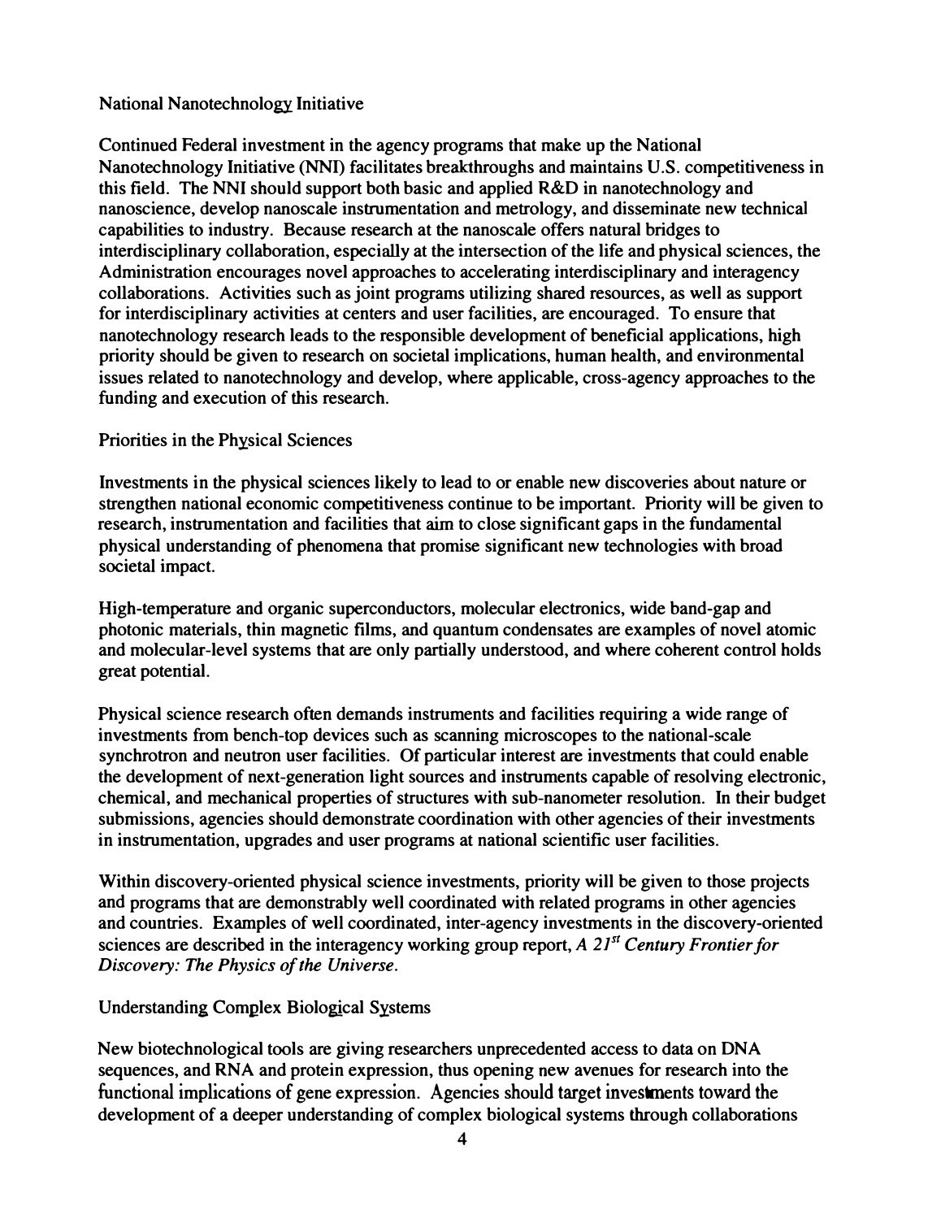## National Nanotechnology Initiative

Continued Federal investment in the agency programs that make up the National Nanotechnology Initiative (NNI) facilitates breakthroughs and maintains U.S. competitiveness in this field. The NNI should support both basic and applied R&D in nanotechnology and nanoscience, develop nanoscale instrumentation and metrology, and disseminate new technical capabilities to industry. Because research at the nanoscale offers natural bridges to interdisciplinary collaboration, especially at the intersection of the life and physical sciences, the Administration encourages novel approaches to accelerating interdisciplinary and interagency collaborations. Activities such as joint programs utilizing shared resources, as well as support for interdisciplinary activities at centers and user facilities, are encouraged. To ensure that nanotechnology research leads to the responsible development of beneficial applications, high priority should be given to research on societal implications, human health, and environmental issues related to nanotechnology and develop, where applicable, cross-agency approaches to the funding and execution of this research.

## Priorities in the Physical Sciences

Investments in the physical sciences likely to lead to or enable new discoveries about nature or strengthen national economic competitiveness continue to be important. Priority will be given to research, instrumentation and facilities that aim to close significant gaps in the fundamental physical understanding of phenomena that promise significant new technologies with broad societal impact.

High-temperature and organic superconductors, molecular electronics, wide band-gap and photonic materials, thin magnetic films, and quantum condensates are examples of novel atomic and molecular-level systems that are only partially understood, and where coherent control holds great potential.

Physical science research often demands instruments and facilities requiring a wide range of investments from bench-top devices such as scanning microscopes to the national-scale synchrotron and neutron user facilities. Of particular interest are investments that could enable the development of next-generation light sources and instruments capable of resolving electronic, chemical, and mechanical properties of structures with sub-nanometer resolution. In their budget submissions, agencies should demonstrate coordination with other agencies of their investments in instrumentation, upgrades and user programs at national scientific user facilities.

Within discovery-oriented physical science investments, priority will be given to those projects and programs that are demonstrably well coordinated with related programs in other agencies and countries. Examples of well coordinated, inter-agency investments in the discovery-oriented sciences are described in the interagency working group report, *A 21st Century Frontier for Discovery: The Physics of the Universe.*

## Understanding Complex Biological Systems

New biotechnological tools are giving researchers unprecedented access to data on DNA sequences, and RNA and protein expression, thus opening new avenues for research into the functional implications of gene expression. Agencies should target investments toward the development of a deeper understanding of complex biological systems through collaborations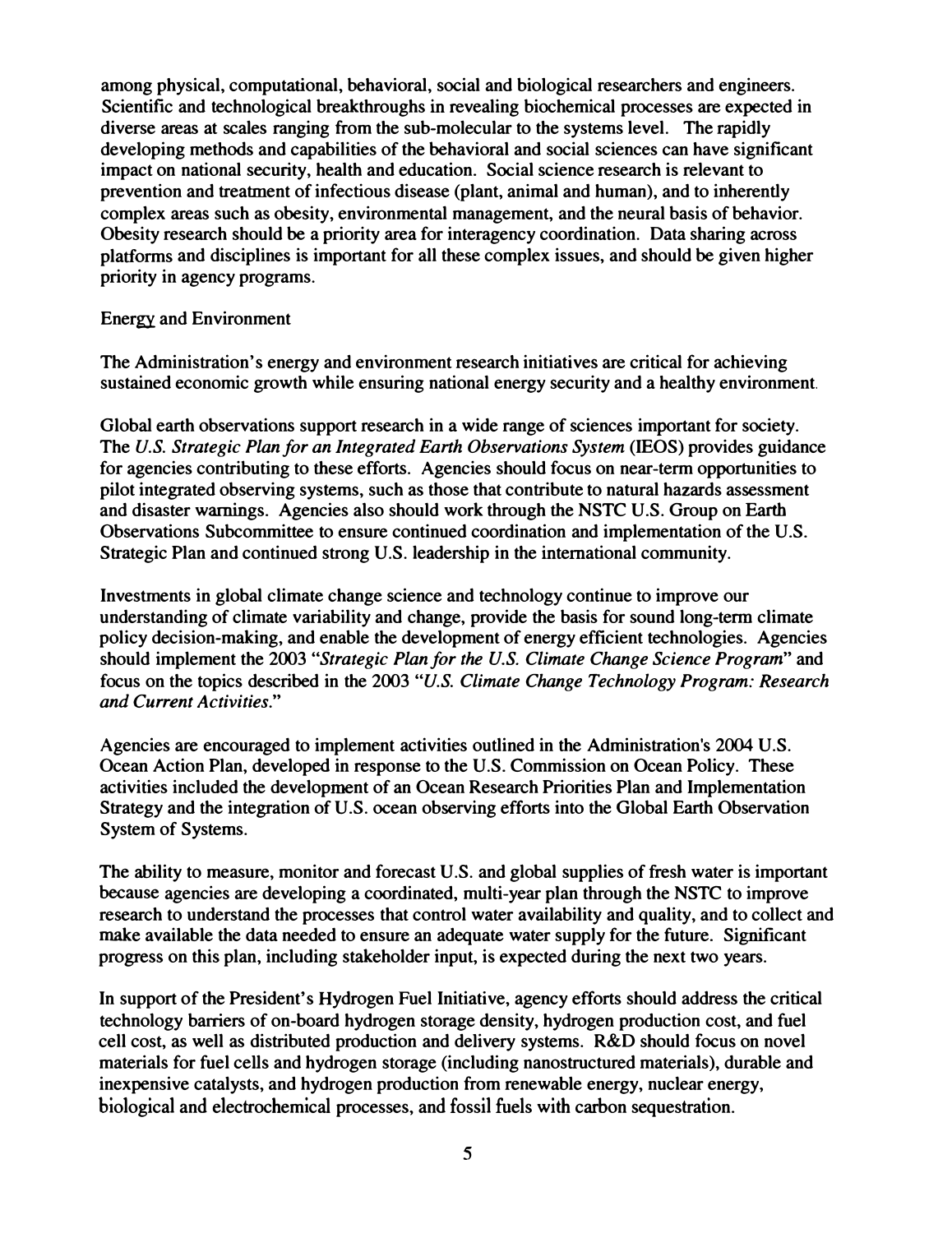among physical, computational, behavioral, social and biological researchers and engineers. Scientific and technological breakthroughs in revealing biochemical processes are expected in diverse areas at scales ranging from the sub-molecular to the systems level. The rapidly developing methods and capabilities of the behavioral and social sciences can have significant impact on national security, health and education. Social science research is relevant to prevention and treatment of infectious disease (plant, animal and human), and to inherently complex areas such as obesity, environmental management, and the neural basis of behavior. Obesity research should be a priority area for interagency coordination. Data sharing across platforms and disciplines is important for all these complex issues, and should be given higher priority in agency programs.

Energy and Environment

The Administration's energy and environment research initiatives are critical for achieving sustained economic growth while ensuring national energy security and a healthy environment.

Global earth observations support research in a wide range of sciences important for society. The *U.S. Strategic Plan for an Integrated Earth Observations System* (IEOS) provides guidance for agencies contributing to these efforts. Agencies should focus on near-term opportunities to pilot integrated observing systems, such as those that contribute to natural hazards assessment and disaster warnings. Agencies also should work through the NSTC U.S. Group on Earth Observations Subcommittee to ensure continued coordination and implementation of the U.S. Strategic Plan and continued strong U.S. leadership in the international community.

Investments in global climate change science and technology continue to improve our understanding of climate variability and change, provide the basis for sound long-term climate policy decision-making, and enable the development of energy efficient technologies. Agencies should implement the 2003 "*Strategic Plan for the U.S. Climate Change Science Program*" and focus on the topics described in the 2003 "*U.S. Climate Change Technology Program: Research and Current Activities.*"

Agencies are encouraged to implement activities outlined in the Administration's 2004 U.S. Ocean Action Plan, developed in response to the U.S. Commission on Ocean Policy. These activities included the development of an Ocean Research Priorities Plan and Implementation Strategy and the integration of U.S. ocean observing efforts into the Global Earth Observation System of Systems.

The ability to measure, monitor and forecast U.S. and global supplies of fresh water is important because agencies are developing a coordinated, multi-year plan through the NSTC to improve research to understand the processes that control water availability and quality, and to collect and make available the data needed to ensure an adequate water supply for the future. Significant progress on this plan, including stakeholder input, is expected during the next two years.

In support of the President's Hydrogen Fuel Initiative, agency efforts should address the critical technology barriers of on-board hydrogen storage density, hydrogen production cost, and fuel cell cost, as well as distributed production and delivery systems. R&D should focus on novel materials for fuel cells and hydrogen storage (including nanostructured materials), durable and inexpensive catalysts, and hydrogen production from renewable energy, nuclear energy, biological and electrochemical processes, and fossil fuels with carbon sequestration.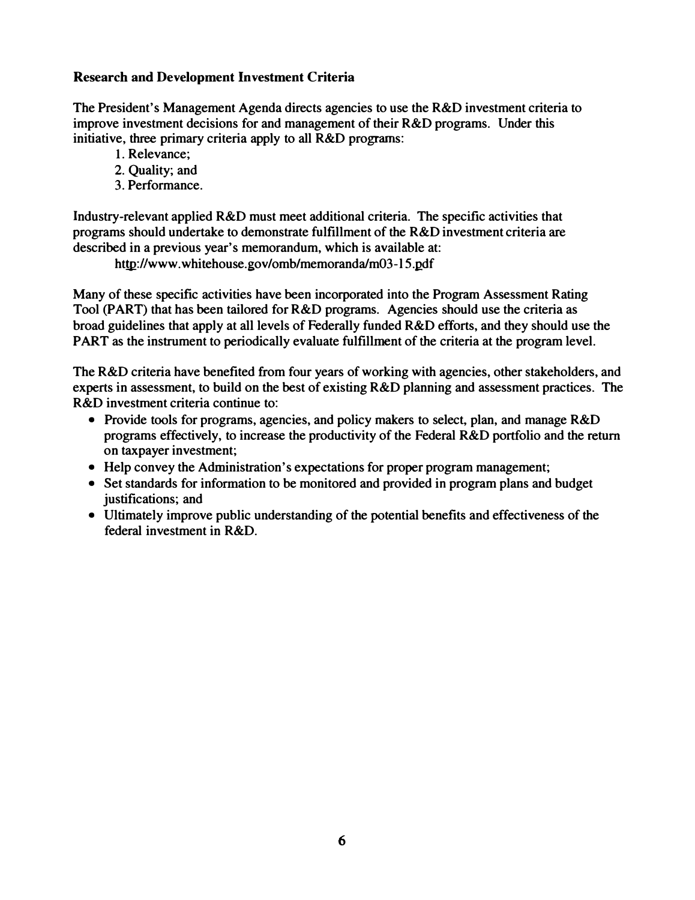**Research and Development Investment Criteria**

The President's Management Agenda directs agencies to use the R&D investment criteria to improve investment decisions for and management of their R&D programs. Under this initiative, three primary criteria apply to all R&D programs:

1. Relevance;
2. Quality; and
3. Performance.

Industry-relevant applied R&D must meet additional criteria. The specific activities that programs should undertake to demonstrate fulfillment of the R&D investment criteria are described in a previous year's memorandum, which is available at:

http://www.whitehouse.gov/omb/memoranda/m03-15.pdf

Many of these specific activities have been incorporated into the Program Assessment Rating Tool (PART) that has been tailored for R&D programs. Agencies should use the criteria as broad guidelines that apply at all levels of Federally funded R&D efforts, and they should use the PART as the instrument to periodically evaluate fulfillment of the criteria at the program level.

The R&D criteria have benefited from four years of working with agencies, other stakeholders, and experts in assessment, to build on the best of existing R&D planning and assessment practices. The R&D investment criteria continue to:

- Provide tools for programs, agencies, and policy makers to select, plan, and manage R&D programs effectively, to increase the productivity of the Federal R&D portfolio and the return on taxpayer investment;
- Help convey the Administration's expectations for proper program management;
- Set standards for information to be monitored and provided in program plans and budget justifications; and
- Ultimately improve public understanding of the potential benefits and effectiveness of the federal investment in R&D.